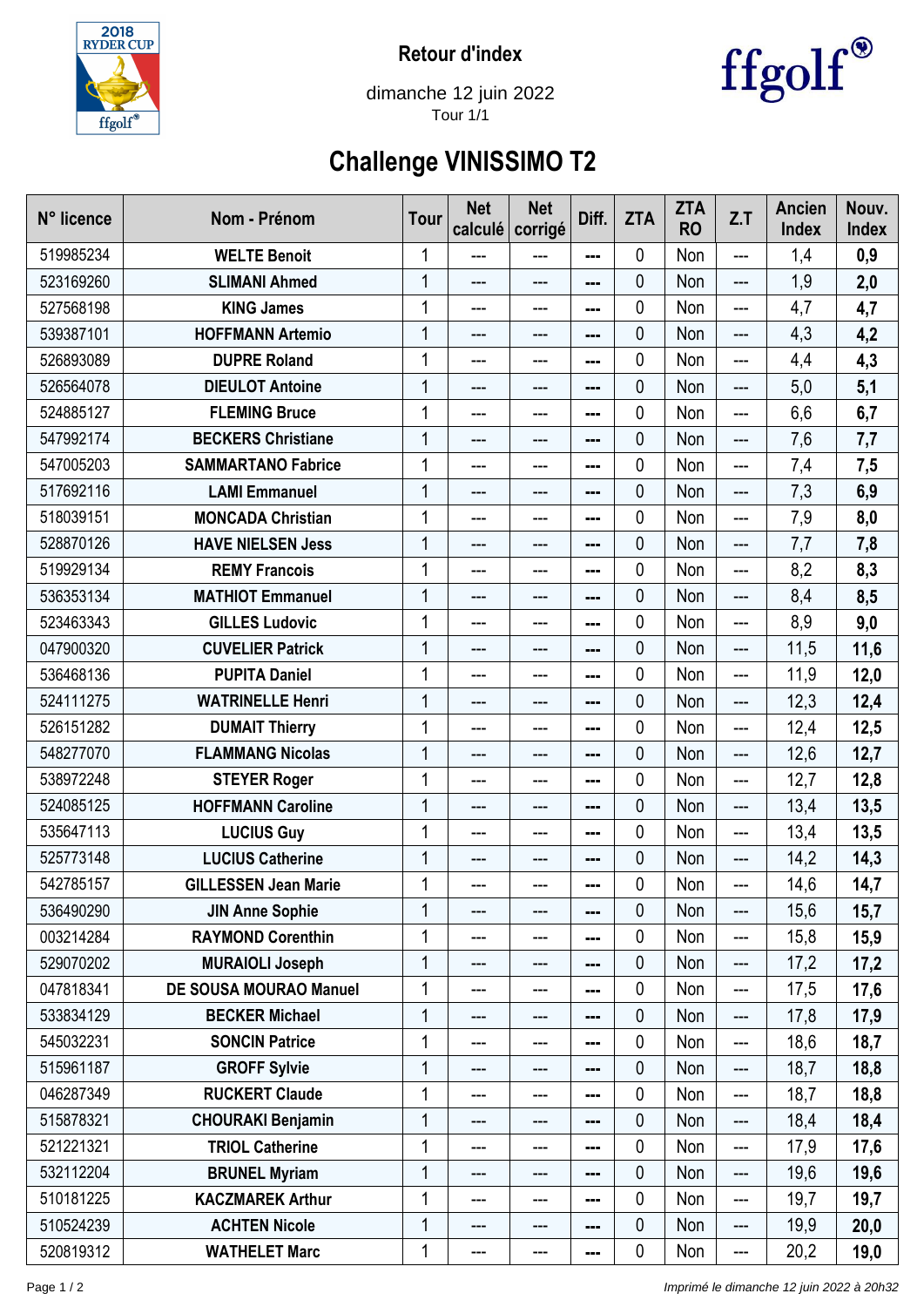**Retour d'index**

dimanche 12 juin 2022
Tour 1/1

# Challenge VINISSIMO T2

| N° licence | Nom - Prénom | Tour | Net calculé | Net corrigé | Diff. | ZTA | ZTA RO | Z.T | Ancien Index | Nouv. Index |
|---|---|---|---|---|---|---|---|---|---|---|
| 519985234 | **WELTE Benoit** | 1 | --- | --- | --- | 0 | Non | --- | 1,4 | **0,9** |
| 523169260 | **SLIMANI Ahmed** | 1 | --- | --- | --- | 0 | Non | --- | 1,9 | **2,0** |
| 527568198 | **KING James** | 1 | --- | --- | --- | 0 | Non | --- | 4,7 | **4,7** |
| 539387101 | **HOFFMANN Artemio** | 1 | --- | --- | --- | 0 | Non | --- | 4,3 | **4,2** |
| 526893089 | **DUPRE Roland** | 1 | --- | --- | --- | 0 | Non | --- | 4,4 | **4,3** |
| 526564078 | **DIEULOT Antoine** | 1 | --- | --- | --- | 0 | Non | --- | 5,0 | **5,1** |
| 524885127 | **FLEMING Bruce** | 1 | --- | --- | --- | 0 | Non | --- | 6,6 | **6,7** |
| 547992174 | **BECKERS Christiane** | 1 | --- | --- | --- | 0 | Non | --- | 7,6 | **7,7** |
| 547005203 | **SAMMARTANO Fabrice** | 1 | --- | --- | --- | 0 | Non | --- | 7,4 | **7,5** |
| 517692116 | **LAMI Emmanuel** | 1 | --- | --- | --- | 0 | Non | --- | 7,3 | **6,9** |
| 518039151 | **MONCADA Christian** | 1 | --- | --- | --- | 0 | Non | --- | 7,9 | **8,0** |
| 528870126 | **HAVE NIELSEN Jess** | 1 | --- | --- | --- | 0 | Non | --- | 7,7 | **7,8** |
| 519929134 | **REMY Francois** | 1 | --- | --- | --- | 0 | Non | --- | 8,2 | **8,3** |
| 536353134 | **MATHIOT Emmanuel** | 1 | --- | --- | --- | 0 | Non | --- | 8,4 | **8,5** |
| 523463343 | **GILLES Ludovic** | 1 | --- | --- | --- | 0 | Non | --- | 8,9 | **9,0** |
| 047900320 | **CUVELIER Patrick** | 1 | --- | --- | --- | 0 | Non | --- | 11,5 | **11,6** |
| 536468136 | **PUPITA Daniel** | 1 | --- | --- | --- | 0 | Non | --- | 11,9 | **12,0** |
| 524111275 | **WATRINELLE Henri** | 1 | --- | --- | --- | 0 | Non | --- | 12,3 | **12,4** |
| 526151282 | **DUMAIT Thierry** | 1 | --- | --- | --- | 0 | Non | --- | 12,4 | **12,5** |
| 548277070 | **FLAMMANG Nicolas** | 1 | --- | --- | --- | 0 | Non | --- | 12,6 | **12,7** |
| 538972248 | **STEYER Roger** | 1 | --- | --- | --- | 0 | Non | --- | 12,7 | **12,8** |
| 524085125 | **HOFFMANN Caroline** | 1 | --- | --- | --- | 0 | Non | --- | 13,4 | **13,5** |
| 535647113 | **LUCIUS Guy** | 1 | --- | --- | --- | 0 | Non | --- | 13,4 | **13,5** |
| 525773148 | **LUCIUS Catherine** | 1 | --- | --- | --- | 0 | Non | --- | 14,2 | **14,3** |
| 542785157 | **GILLESSEN Jean Marie** | 1 | --- | --- | --- | 0 | Non | --- | 14,6 | **14,7** |
| 536490290 | **JIN Anne Sophie** | 1 | --- | --- | --- | 0 | Non | --- | 15,6 | **15,7** |
| 003214284 | **RAYMOND Corenthin** | 1 | --- | --- | --- | 0 | Non | --- | 15,8 | **15,9** |
| 529070202 | **MURAIOLI Joseph** | 1 | --- | --- | --- | 0 | Non | --- | 17,2 | **17,2** |
| 047818341 | **DE SOUSA MOURAO Manuel** | 1 | --- | --- | --- | 0 | Non | --- | 17,5 | **17,6** |
| 533834129 | **BECKER Michael** | 1 | --- | --- | --- | 0 | Non | --- | 17,8 | **17,9** |
| 545032231 | **SONCIN Patrice** | 1 | --- | --- | --- | 0 | Non | --- | 18,6 | **18,7** |
| 515961187 | **GROFF Sylvie** | 1 | --- | --- | --- | 0 | Non | --- | 18,7 | **18,8** |
| 046287349 | **RUCKERT Claude** | 1 | --- | --- | --- | 0 | Non | --- | 18,7 | **18,8** |
| 515878321 | **CHOURAKI Benjamin** | 1 | --- | --- | --- | 0 | Non | --- | 18,4 | **18,4** |
| 521221321 | **TRIOL Catherine** | 1 | --- | --- | --- | 0 | Non | --- | 17,9 | **17,6** |
| 532112204 | **BRUNEL Myriam** | 1 | --- | --- | --- | 0 | Non | --- | 19,6 | **19,6** |
| 510181225 | **KACZMAREK Arthur** | 1 | --- | --- | --- | 0 | Non | --- | 19,7 | **19,7** |
| 510524239 | **ACHTEN Nicole** | 1 | --- | --- | --- | 0 | Non | --- | 19,9 | **20,0** |
| 520819312 | **WATHELET Marc** | 1 | --- | --- | --- | 0 | Non | --- | 20,2 | **19,0** |

*Imprimé le dimanche 12 juin 2022 à 20h32*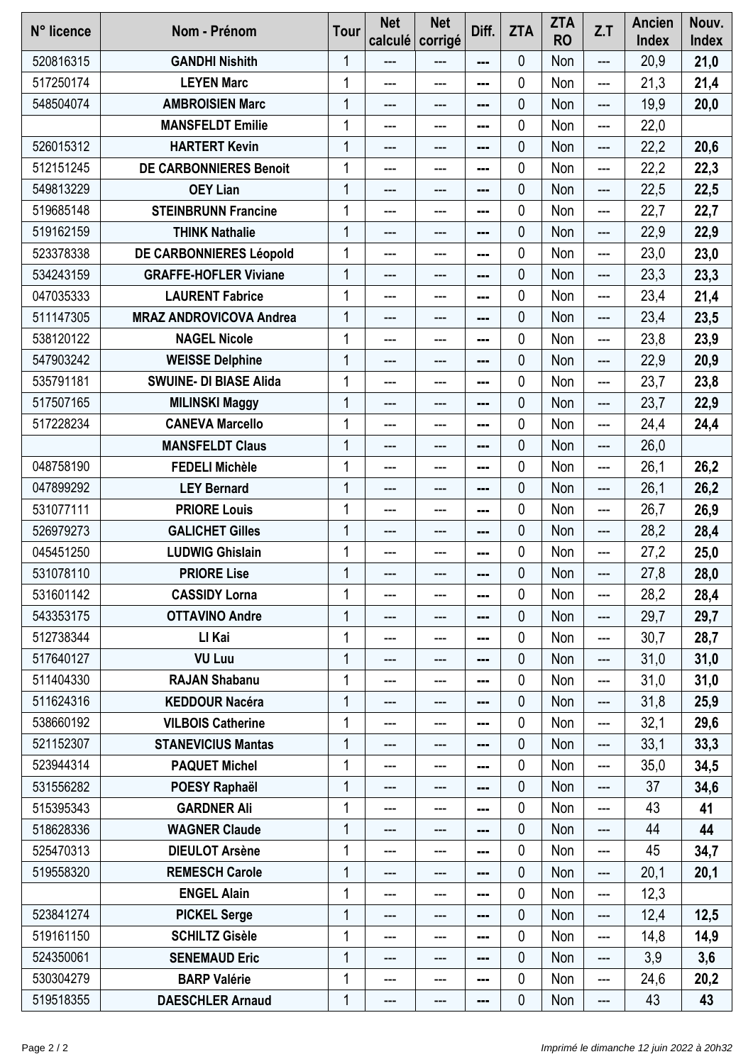| N° licence | Nom - Prénom | Tour | Net calculé | Net corrigé | Diff. | ZTA | ZTA RO | Z.T | Ancien Index | Nouv. Index |
|---|---|---|---|---|---|---|---|---|---|---|
| 520816315 | **GANDHI Nishith** | 1 | --- | --- | --- | 0 | Non | --- | 20,9 | **21,0** |
| 517250174 | **LEYEN Marc** | 1 | --- | --- | --- | 0 | Non | --- | 21,3 | **21,4** |
| 548504074 | **AMBROISIEN Marc** | 1 | --- | --- | --- | 0 | Non | --- | 19,9 | **20,0** |
| | **MANSFELDT Emilie** | 1 | --- | --- | --- | 0 | Non | --- | 22,0 | |
| 526015312 | **HARTERT Kevin** | 1 | --- | --- | --- | 0 | Non | --- | 22,2 | **20,6** |
| 512151245 | **DE CARBONNIERES Benoit** | 1 | --- | --- | --- | 0 | Non | --- | 22,2 | **22,3** |
| 549813229 | **OEY Lian** | 1 | --- | --- | --- | 0 | Non | --- | 22,5 | **22,5** |
| 519685148 | **STEINBRUNN Francine** | 1 | --- | --- | --- | 0 | Non | --- | 22,7 | **22,7** |
| 519162159 | **THINK Nathalie** | 1 | --- | --- | --- | 0 | Non | --- | 22,9 | **22,9** |
| 523378338 | **DE CARBONNIERES Léopold** | 1 | --- | --- | --- | 0 | Non | --- | 23,0 | **23,0** |
| 534243159 | **GRAFFE-HOFLER Viviane** | 1 | --- | --- | --- | 0 | Non | --- | 23,3 | **23,3** |
| 047035333 | **LAURENT Fabrice** | 1 | --- | --- | --- | 0 | Non | --- | 23,4 | **21,4** |
| 511147305 | **MRAZ ANDROVICOVA Andrea** | 1 | --- | --- | --- | 0 | Non | --- | 23,4 | **23,5** |
| 538120122 | **NAGEL Nicole** | 1 | --- | --- | --- | 0 | Non | --- | 23,8 | **23,9** |
| 547903242 | **WEISSE Delphine** | 1 | --- | --- | --- | 0 | Non | --- | 22,9 | **20,9** |
| 535791181 | **SWUINE- DI BIASE Alida** | 1 | --- | --- | --- | 0 | Non | --- | 23,7 | **23,8** |
| 517507165 | **MILINSKI Maggy** | 1 | --- | --- | --- | 0 | Non | --- | 23,7 | **22,9** |
| 517228234 | **CANEVA Marcello** | 1 | --- | --- | --- | 0 | Non | --- | 24,4 | **24,4** |
| | **MANSFELDT Claus** | 1 | --- | --- | --- | 0 | Non | --- | 26,0 | |
| 048758190 | **FEDELI Michèle** | 1 | --- | --- | --- | 0 | Non | --- | 26,1 | **26,2** |
| 047899292 | **LEY Bernard** | 1 | --- | --- | --- | 0 | Non | --- | 26,1 | **26,2** |
| 531077111 | **PRIORE Louis** | 1 | --- | --- | --- | 0 | Non | --- | 26,7 | **26,9** |
| 526979273 | **GALICHET Gilles** | 1 | --- | --- | --- | 0 | Non | --- | 28,2 | **28,4** |
| 045451250 | **LUDWIG Ghislain** | 1 | --- | --- | --- | 0 | Non | --- | 27,2 | **25,0** |
| 531078110 | **PRIORE Lise** | 1 | --- | --- | --- | 0 | Non | --- | 27,8 | **28,0** |
| 531601142 | **CASSIDY Lorna** | 1 | --- | --- | --- | 0 | Non | --- | 28,2 | **28,4** |
| 543353175 | **OTTAVINO Andre** | 1 | --- | --- | --- | 0 | Non | --- | 29,7 | **29,7** |
| 512738344 | **LI Kai** | 1 | --- | --- | --- | 0 | Non | --- | 30,7 | **28,7** |
| 517640127 | **VU Luu** | 1 | --- | --- | --- | 0 | Non | --- | 31,0 | **31,0** |
| 511404330 | **RAJAN Shabanu** | 1 | --- | --- | --- | 0 | Non | --- | 31,0 | **31,0** |
| 511624316 | **KEDDOUR Nacéra** | 1 | --- | --- | --- | 0 | Non | --- | 31,8 | **25,9** |
| 538660192 | **VILBOIS Catherine** | 1 | --- | --- | --- | 0 | Non | --- | 32,1 | **29,6** |
| 521152307 | **STANEVICIUS Mantas** | 1 | --- | --- | --- | 0 | Non | --- | 33,1 | **33,3** |
| 523944314 | **PAQUET Michel** | 1 | --- | --- | --- | 0 | Non | --- | 35,0 | **34,5** |
| 531556282 | **POESY Raphaël** | 1 | --- | --- | --- | 0 | Non | --- | 37 | **34,6** |
| 515395343 | **GARDNER Ali** | 1 | --- | --- | --- | 0 | Non | --- | 43 | **41** |
| 518628336 | **WAGNER Claude** | 1 | --- | --- | --- | 0 | Non | --- | 44 | **44** |
| 525470313 | **DIEULOT Arsène** | 1 | --- | --- | --- | 0 | Non | --- | 45 | **34,7** |
| 519558320 | **REMESCH Carole** | 1 | --- | --- | --- | 0 | Non | --- | 20,1 | **20,1** |
| | **ENGEL Alain** | 1 | --- | --- | --- | 0 | Non | --- | 12,3 | |
| 523841274 | **PICKEL Serge** | 1 | --- | --- | --- | 0 | Non | --- | 12,4 | **12,5** |
| 519161150 | **SCHILTZ Gisèle** | 1 | --- | --- | --- | 0 | Non | --- | 14,8 | **14,9** |
| 524350061 | **SENEMAUD Eric** | 1 | --- | --- | --- | 0 | Non | --- | 3,9 | **3,6** |
| 530304279 | **BARP Valérie** | 1 | --- | --- | --- | 0 | Non | --- | 24,6 | **20,2** |
| 519518355 | **DAESCHLER Arnaud** | 1 | --- | --- | --- | 0 | Non | --- | 43 | **43** |

*Imprimé le dimanche 12 juin 2022 à 20h32*